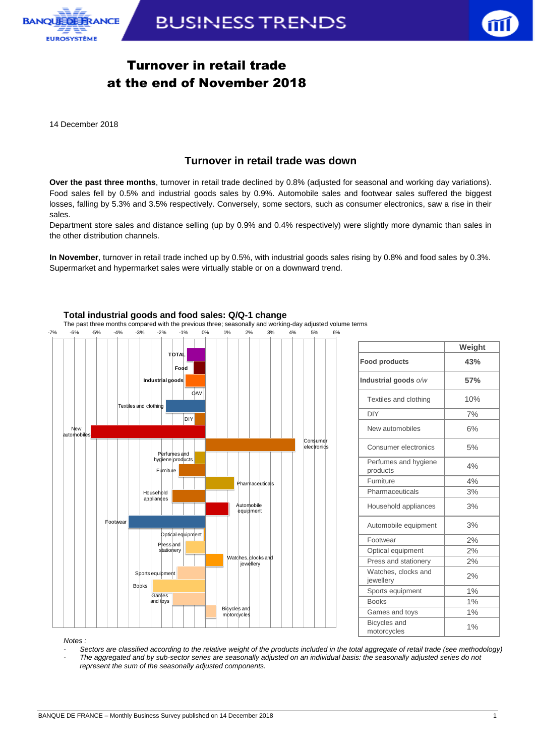# Turnover in retail trade at the end of November 2018

14 December 2018

## Turnover in retail trade was down

**Over the past three months**, turnover in retail trade declined by 0.8% (adjusted for seasonal and working day variations). Food sales fell by 0.5% and industrial goods sales by 0.9%. Automobile sales and footwear sales suffered the biggest losses, falling by 5.3% and 3.5% respectively. Conversely, some sectors, such as consumer electronics, saw a rise in their sales.

Department store sales and distance selling (up by 0.9% and 0.4% respectively) were slightly more dynamic than sales in the other distribution channels.

**In November**, turnover in retail trade inched up by 0.5%, with industrial goods sales rising by 0.8% and food sales by 0.3%. Supermarket and hypermarket sales were virtually stable or on a downward trend.

### Total industrial goods and food sales: Q/Q-1 change

The past three months compared with the previous three; seasonally and working-day adjusted volume terms

| | Weight |
|---|---|
| **Food products** | **43%** |
| **Industrial goods** *o/w* | **57%** |
| Textiles and clothing | 10% |
| DIY | 7% |
| New automobiles | 6% |
| Consumer electronics | 5% |
| Perfumes and hygiene products | 4% |
| Furniture | 4% |
| Pharmaceuticals | 3% |
| Household appliances | 3% |
| Automobile equipment | 3% |
| Footwear | 2% |
| Optical equipment | 2% |
| Press and stationery | 2% |
| Watches, clocks and jewellery | 2% |
| Sports equipment | 1% |
| Books | 1% |
| Games and toys | 1% |
| Bicycles and motorcycles | 1% |

*Notes :*

- *Sectors are classified according to the relative weight of the products included in the total aggregate of retail trade (see methodology)*
- *The aggregated and by sub-sector series are seasonally adjusted on an individual basis: the seasonally adjusted series do not represent the sum of the seasonally adjusted components.*

BANQUE DE FRANCE – Monthly Business Survey published on 14 December 2018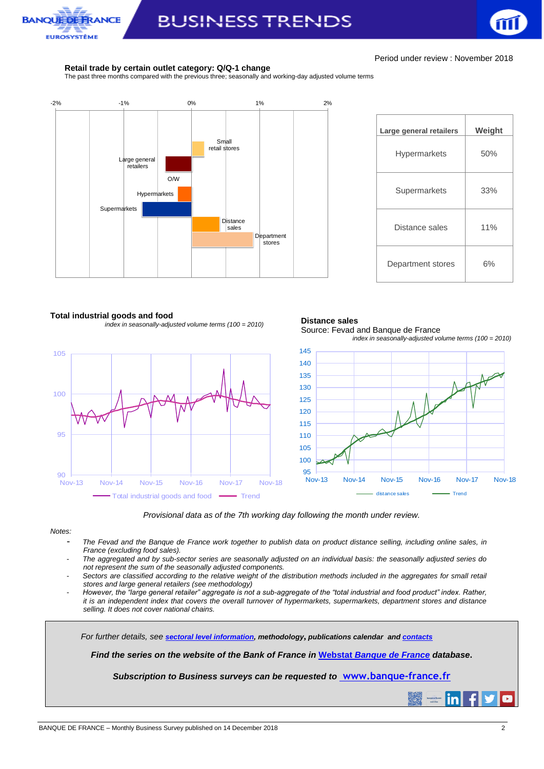Period under review : November 2018

## Retail trade by certain outlet category: Q/Q-1 change

The past three months compared with the previous three; seasonally and working-day adjusted volume terms

-2%
-1%
0%
1%
2%

Small retail stores
Large general retailers
O/W
Hypermarkets
Supermarkets
Distance sales
Department stores

| Large general retailers | Weight |
| --- | --- |
| Hypermarkets | 50% |
| Supermarkets | 33% |
| Distance sales | 11% |
| Department stores | 6% |

## Total industrial goods and food

*index in seasonally-adjusted volume terms (100 = 2010)*

105
100
95
90
Nov-13
Nov-14
Nov-15
Nov-16
Nov-17
Nov-18

Total industrial goods and food
Trend

## Distance sales

Source: Fevad and Banque de France

*index in seasonally-adjusted volume terms (100 = 2010)*

145
140
135
130
125
120
115
110
105
100
95
Nov-13
Nov-14
Nov-15
Nov-16
Nov-17
Nov-18

distance sales
Trend

*Provisional data as of the 7th working day following the month under review.*

*Notes:*

- *The Fevad and the Banque de France work together to publish data on product distance selling, including online sales, in France (excluding food sales).*
- *The aggregated and by sub-sector series are seasonally adjusted on an individual basis: the seasonally adjusted series do not represent the sum of the seasonally adjusted components.*
- *Sectors are classified according to the relative weight of the distribution methods included in the aggregates for small retail stores and large general retailers (see methodology)*
- *However, the "large general retailer" aggregate is not a sub-aggregate of the "total industrial and food product" index. Rather, it is an independent index that covers the overall turnover of hypermarkets, supermarkets, department stores and distance selling. It does not cover national chains.*

*For further details, see **sectoral level information**, **methodology**, **publications calendar** and **contacts***

***Find the series on the website of the Bank of France in Webstat Banque de France database.***

***Subscription to Business surveys can be requested to www.banque-france.fr***

BANQUE DE FRANCE – Monthly Business Survey published on 14 December 2018